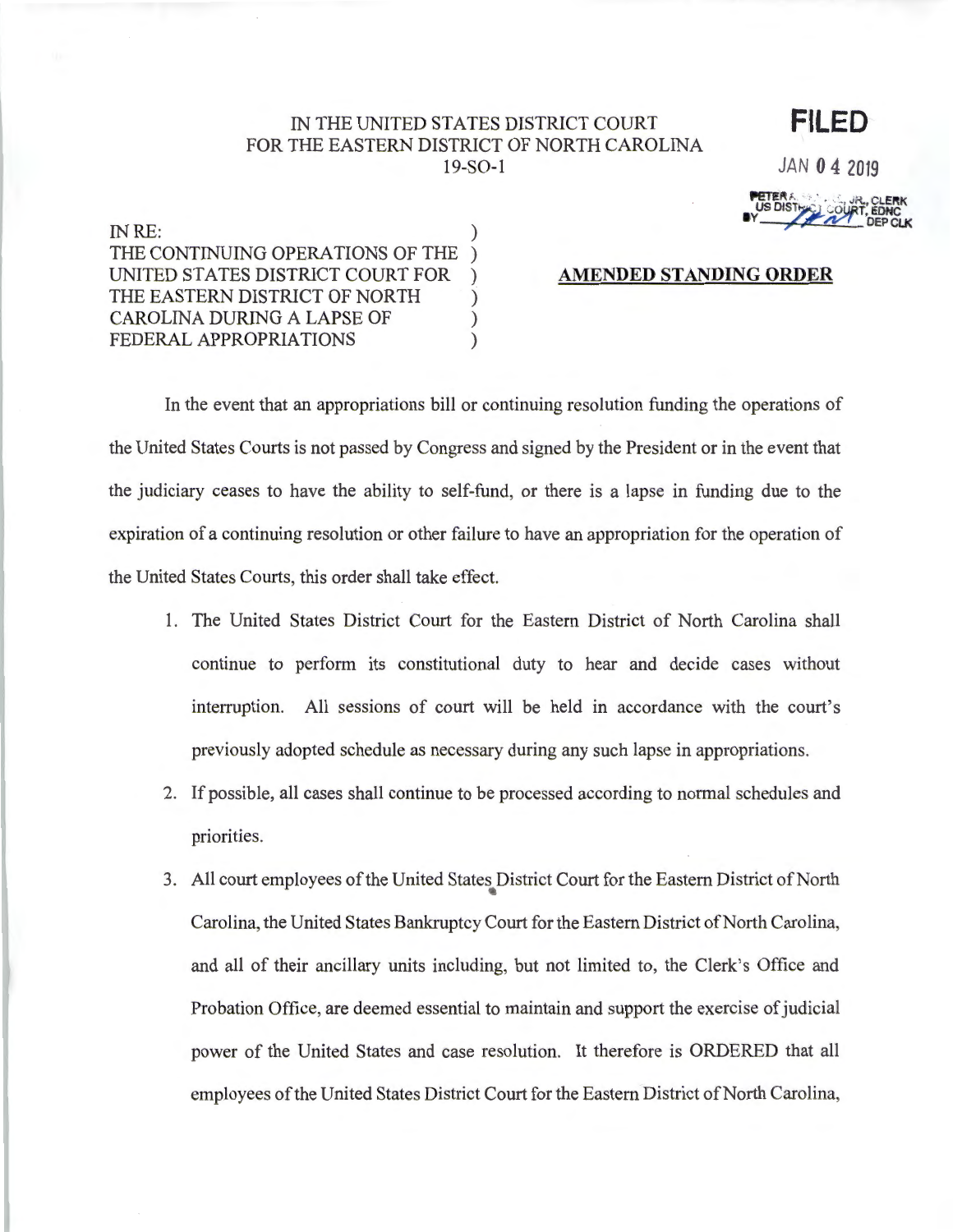IN THE UNITED STATES DISTRICT COURT
FOR THE EASTERN DISTRICT OF NORTH CAROLINA
19-SO-1

**FILED**

JAN 04 2019

PETER A. ... JR., CLERK
US DISTRICT COURT, EDNC
BY ______ DEP CLK

IN RE:
THE CONTINUING OPERATIONS OF THE UNITED STATES DISTRICT COURT FOR THE EASTERN DISTRICT OF NORTH CAROLINA DURING A LAPSE OF FEDERAL APPROPRIATIONS

**AMENDED STANDING ORDER**

In the event that an appropriations bill or continuing resolution funding the operations of the United States Courts is not passed by Congress and signed by the President or in the event that the judiciary ceases to have the ability to self-fund, or there is a lapse in funding due to the expiration of a continuing resolution or other failure to have an appropriation for the operation of the United States Courts, this order shall take effect.

1. The United States District Court for the Eastern District of North Carolina shall continue to perform its constitutional duty to hear and decide cases without interruption. All sessions of court will be held in accordance with the court's previously adopted schedule as necessary during any such lapse in appropriations.
2. If possible, all cases shall continue to be processed according to normal schedules and priorities.
3. All court employees of the United States District Court for the Eastern District of North Carolina, the United States Bankruptcy Court for the Eastern District of North Carolina, and all of their ancillary units including, but not limited to, the Clerk's Office and Probation Office, are deemed essential to maintain and support the exercise of judicial power of the United States and case resolution. It therefore is ORDERED that all employees of the United States District Court for the Eastern District of North Carolina,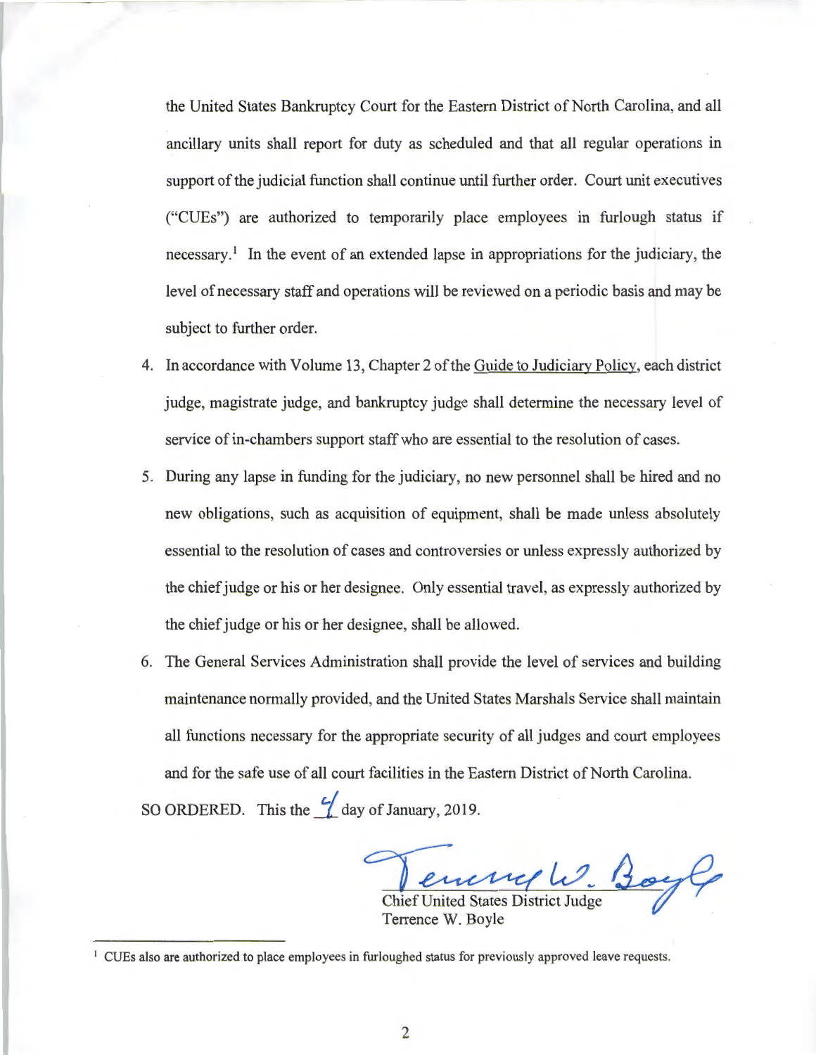the United States Bankruptcy Court for the Eastern District of North Carolina, and all ancillary units shall report for duty as scheduled and that all regular operations in support of the judicial function shall continue until further order. Court unit executives ("CUEs") are authorized to temporarily place employees in furlough status if necessary.[1] In the event of an extended lapse in appropriations for the judiciary, the level of necessary staff and operations will be reviewed on a periodic basis and may be subject to further order.

4. In accordance with Volume 13, Chapter 2 of the Guide to Judiciary Policy, each district judge, magistrate judge, and bankruptcy judge shall determine the necessary level of service of in-chambers support staff who are essential to the resolution of cases.

5. During any lapse in funding for the judiciary, no new personnel shall be hired and no new obligations, such as acquisition of equipment, shall be made unless absolutely essential to the resolution of cases and controversies or unless expressly authorized by the chief judge or his or her designee. Only essential travel, as expressly authorized by the chief judge or his or her designee, shall be allowed.

6. The General Services Administration shall provide the level of services and building maintenance normally provided, and the United States Marshals Service shall maintain all functions necessary for the appropriate security of all judges and court employees and for the safe use of all court facilities in the Eastern District of North Carolina.

SO ORDERED. This the 4 day of January, 2019.

Terrence W. Boyle

Chief United States District Judge
Terrence W. Boyle

[1] CUEs also are authorized to place employees in furloughed status for previously approved leave requests.